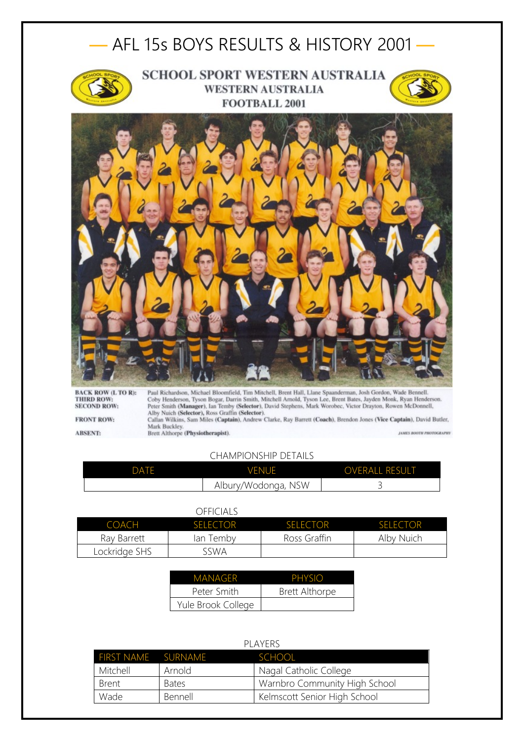# — AFL 15s BOYS RESULTS & HISTORY 2001 —

**SCHOOL SPORT WESTERN AUSTRALIA**
**WESTERN AUSTRALIA**
**FOOTBALL 2001**

**BACK ROW (L TO R):** Paul Richardson, Michael Bloomfield, Tim Mitchell, Brent Hall, Llane Spaanderman, Josh Gordon, Wade Bennell.
**THIRD ROW:** Coby Henderson, Tyson Bogar, Darrin Smith, Mitchell Arnold, Tyson Lee, Brent Bates, Jayden Monk, Ryan Henderson.
**SECOND ROW:** Peter Smith (**Manager**), Ian Temby (**Selector**), David Stephens, Mark Worobec, Victor Drayton, Rowen McDonnell, Alby Nuich (**Selector**), Ross Graffin (**Selector**).
**FRONT ROW:** Callan Wilkins, Sam Miles (**Captain**), Andrew Clarke, Ray Barrett (**Coach**), Brendon Jones (**Vice Captain**), David Butler, Mark Buckley.
**ABSENT:** Brett Althorpe (**Physiotherapist**).

*JAMES BOOTH PHOTOGRAPHY*

CHAMPIONSHIP DETAILS

| DATE | VENUE | OVERALL RESULT |
|---|---|---|
| | Albury/Wodonga, NSW | 3 |

OFFICIALS

| COACH | SELECTOR | SELECTOR | SELECTOR |
|---|---|---|---|
| Ray Barrett | Ian Temby | Ross Graffin | Alby Nuich |
| Lockridge SHS | SSWA | | |

| MANAGER | PHYSIO |
|---|---|
| Peter Smith | Brett Althorpe |
| Yule Brook College | |

PLAYERS

| FIRST NAME | SURNAME | SCHOOL |
|---|---|---|
| Mitchell | Arnold | Nagal Catholic College |
| Brent | Bates | Warnbro Community High School |
| Wade | Bennell | Kelmscott Senior High School |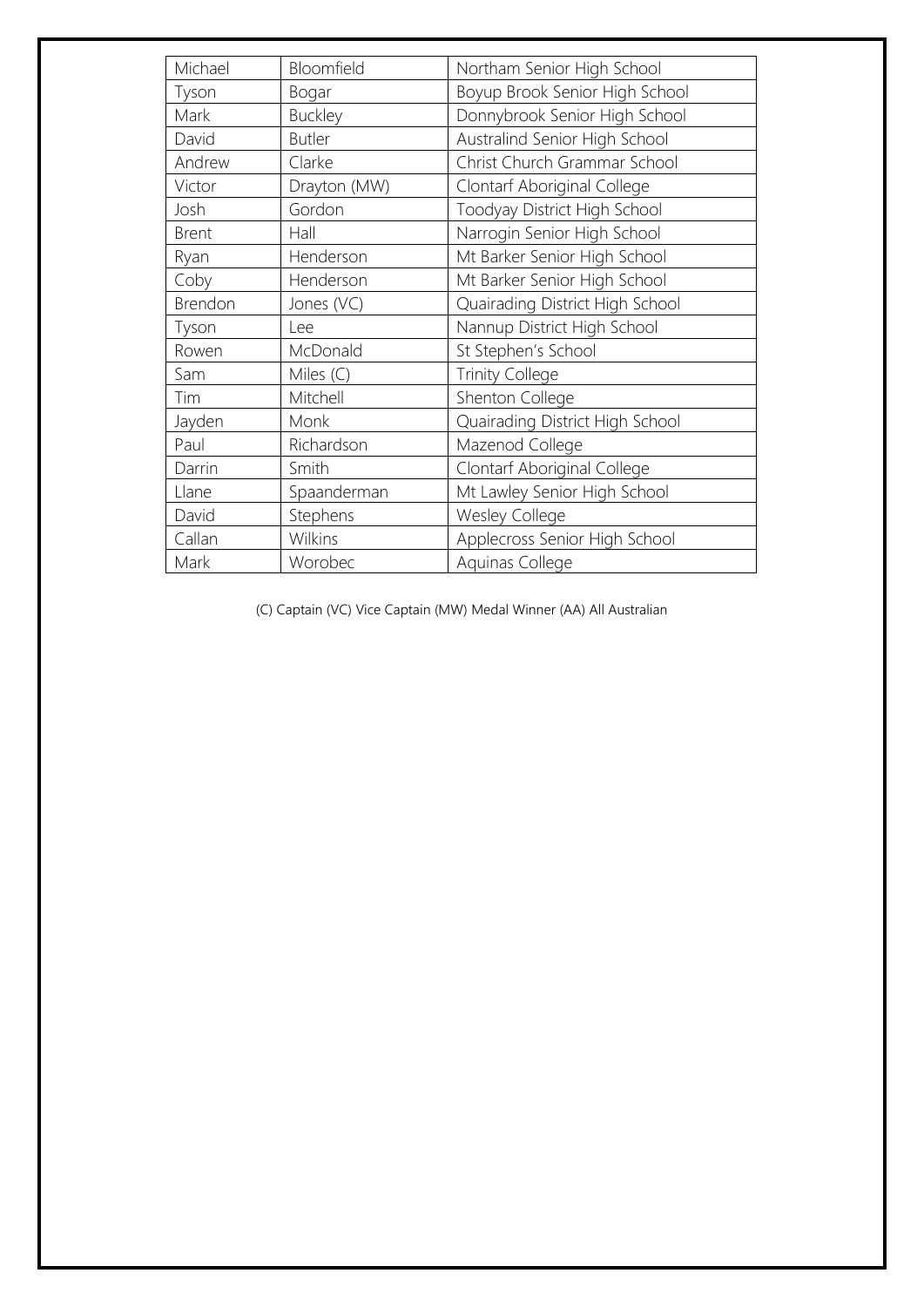| | | |
|---|---|---|
| Michael | Bloomfield | Northam Senior High School |
| Tyson | Bogar | Boyup Brook Senior High School |
| Mark | Buckley | Donnybrook Senior High School |
| David | Butler | Australind Senior High School |
| Andrew | Clarke | Christ Church Grammar School |
| Victor | Drayton (MW) | Clontarf Aboriginal College |
| Josh | Gordon | Toodyay District High School |
| Brent | Hall | Narrogin Senior High School |
| Ryan | Henderson | Mt Barker Senior High School |
| Coby | Henderson | Mt Barker Senior High School |
| Brendon | Jones (VC) | Quairading District High School |
| Tyson | Lee | Nannup District High School |
| Rowen | McDonald | St Stephen's School |
| Sam | Miles (C) | Trinity College |
| Tim | Mitchell | Shenton College |
| Jayden | Monk | Quairading District High School |
| Paul | Richardson | Mazenod College |
| Darrin | Smith | Clontarf Aboriginal College |
| Llane | Spaanderman | Mt Lawley Senior High School |
| David | Stephens | Wesley College |
| Callan | Wilkins | Applecross Senior High School |
| Mark | Worobec | Aquinas College |

(C) Captain (VC) Vice Captain (MW) Medal Winner (AA) All Australian